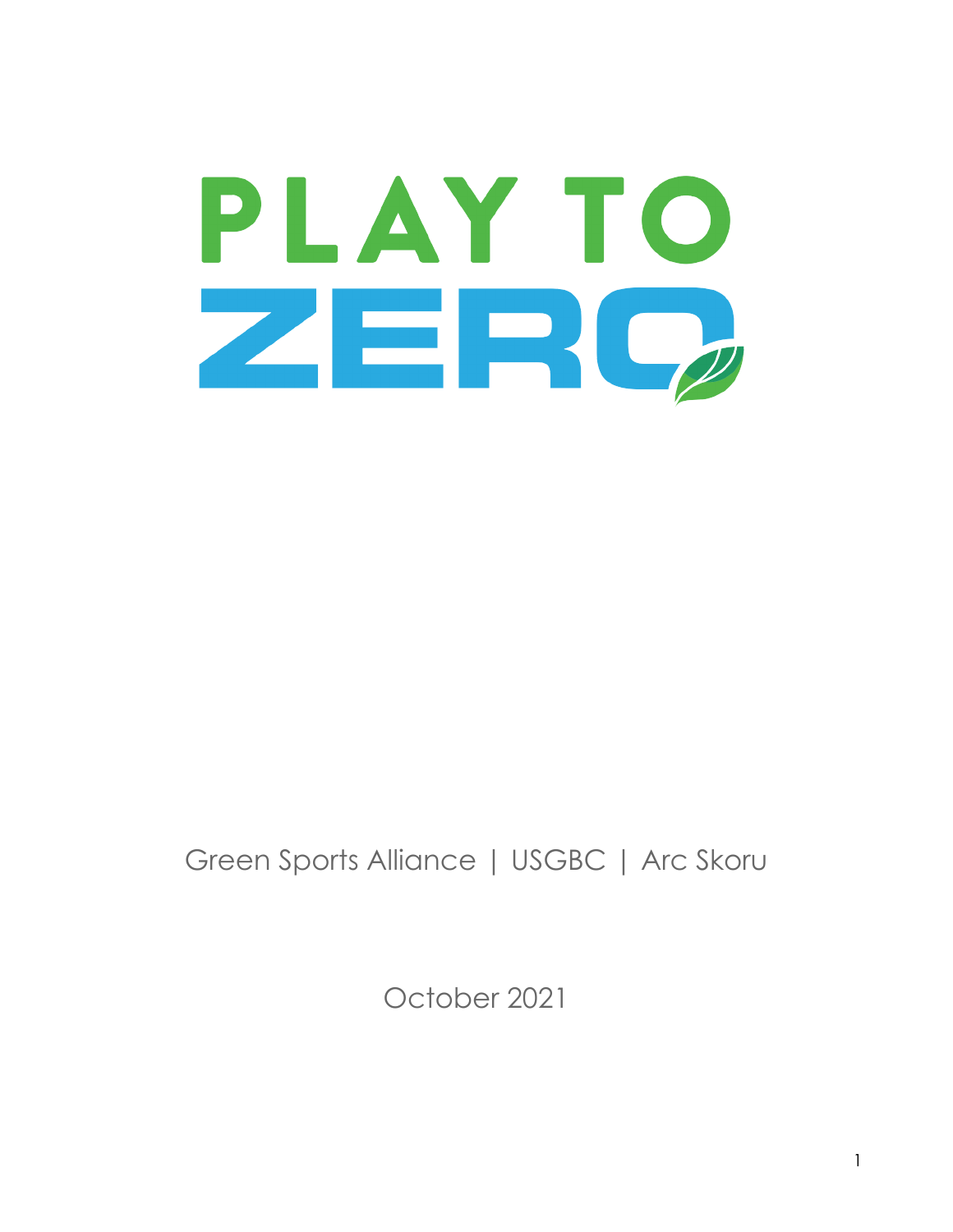# PLAY TO ZERO

Green Sports Alliance | USGBC | Arc Skoru

October 2021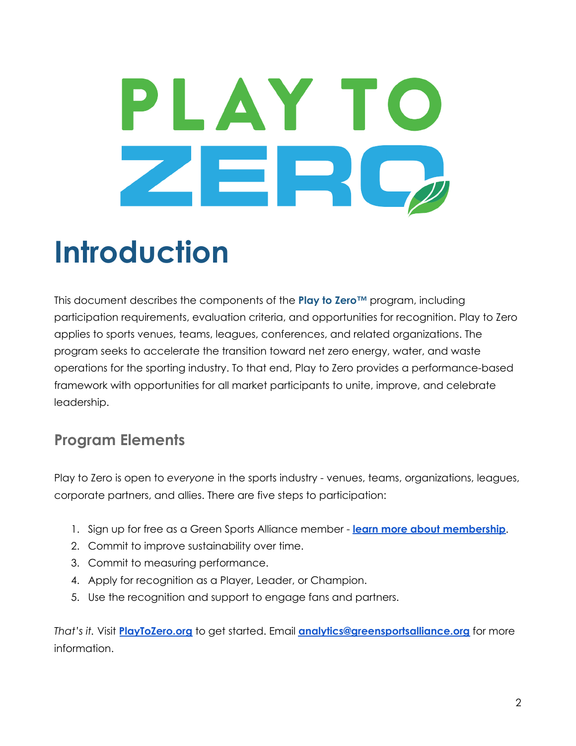# Introduction

This document describes the components of the **Play to Zero™** program, including participation requirements, evaluation criteria, and opportunities for recognition. Play to Zero applies to sports venues, teams, leagues, conferences, and related organizations. The program seeks to accelerate the transition toward net zero energy, water, and waste operations for the sporting industry. To that end, Play to Zero provides a performance-based framework with opportunities for all market participants to unite, improve, and celebrate leadership.

## Program Elements

Play to Zero is open to *everyone* in the sports industry - venues, teams, organizations, leagues, corporate partners, and allies. There are five steps to participation:

1. Sign up for free as a Green Sports Alliance member - **learn more about membership**.
2. Commit to improve sustainability over time.
3. Commit to measuring performance.
4. Apply for recognition as a Player, Leader, or Champion.
5. Use the recognition and support to engage fans and partners.

*That's it.* Visit **PlayToZero.org** to get started. Email **analytics@greensportsalliance.org** for more information.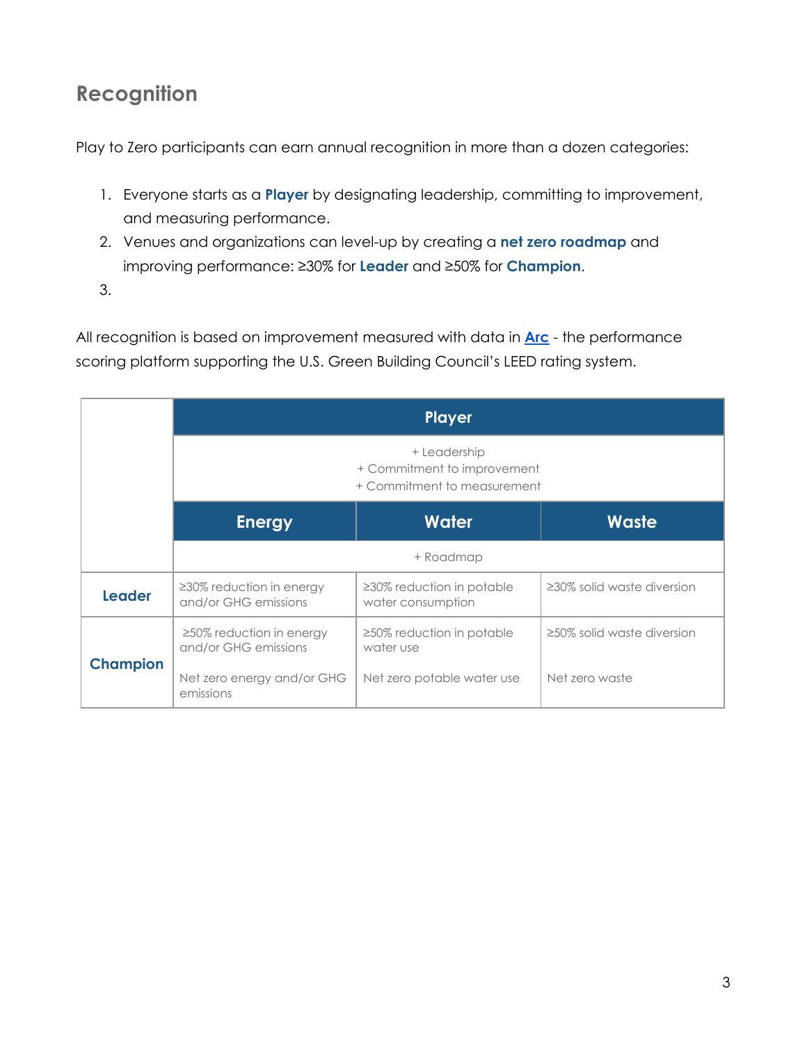## Recognition

Play to Zero participants can earn annual recognition in more than a dozen categories:

1. Everyone starts as a **Player** by designating leadership, committing to improvement, and measuring performance.
2. Venues and organizations can level-up by creating a **net zero roadmap** and improving performance: ≥30% for **Leader** and ≥50% for **Champion**.
3.

All recognition is based on improvement measured with data in [Arc](Arc) - the performance scoring platform supporting the U.S. Green Building Council's LEED rating system.

| | **Player** | | |
|---|---|---|---|
| | + Leadership<br>+ Commitment to improvement<br>+ Commitment to measurement | | |
| | **Energy** | **Water** | **Waste** |
| | + Roadmap | | |
| **Leader** | ≥30% reduction in energy and/or GHG emissions | ≥30% reduction in potable water consumption | ≥30% solid waste diversion |
| **Champion** | ≥50% reduction in energy and/or GHG emissions<br><br>Net zero energy and/or GHG emissions | ≥50% reduction in potable water use<br><br>Net zero potable water use | ≥50% solid waste diversion<br><br>Net zero waste |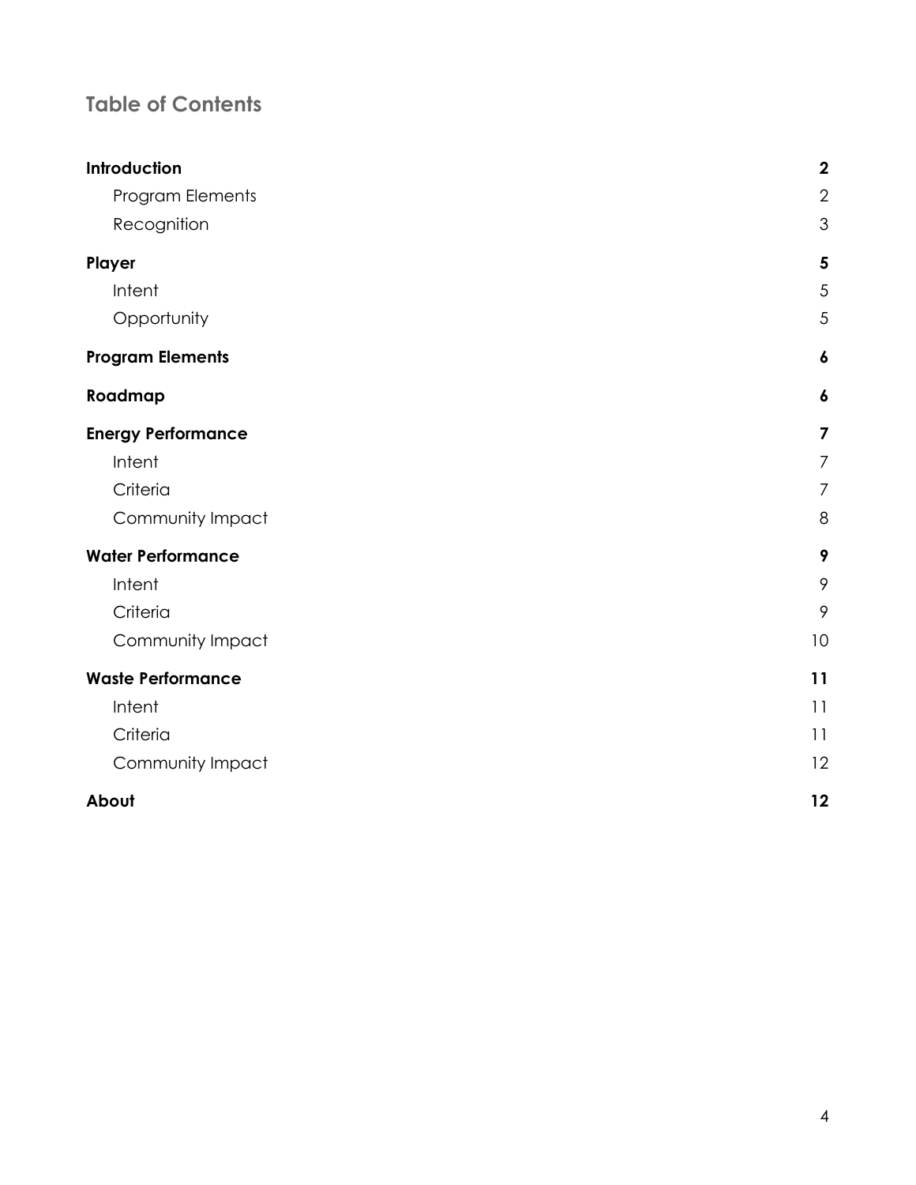## Table of Contents

| | |
|---|---|
| **Introduction** | **2** |
| Program Elements | 2 |
| Recognition | 3 |
| **Player** | **5** |
| Intent | 5 |
| Opportunity | 5 |
| **Program Elements** | **6** |
| **Roadmap** | **6** |
| **Energy Performance** | **7** |
| Intent | 7 |
| Criteria | 7 |
| Community Impact | 8 |
| **Water Performance** | **9** |
| Intent | 9 |
| Criteria | 9 |
| Community Impact | 10 |
| **Waste Performance** | **11** |
| Intent | 11 |
| Criteria | 11 |
| Community Impact | 12 |
| **About** | **12** |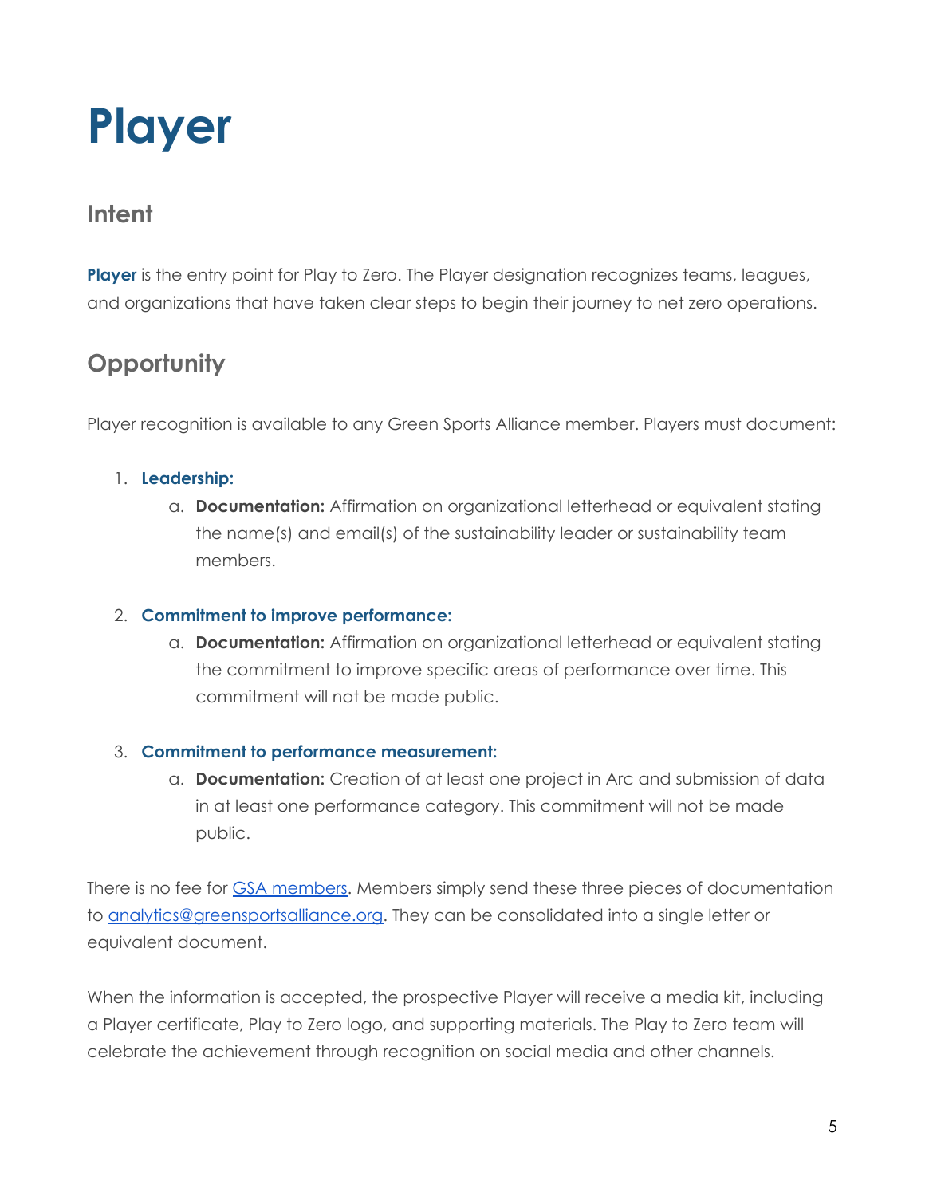# Player

## Intent

**Player** is the entry point for Play to Zero. The Player designation recognizes teams, leagues, and organizations that have taken clear steps to begin their journey to net zero operations.

## Opportunity

Player recognition is available to any Green Sports Alliance member. Players must document:

1. **Leadership:**
   a. **Documentation:** Affirmation on organizational letterhead or equivalent stating the name(s) and email(s) of the sustainability leader or sustainability team members.

2. **Commitment to improve performance:**
   a. **Documentation:** Affirmation on organizational letterhead or equivalent stating the commitment to improve specific areas of performance over time. This commitment will not be made public.

3. **Commitment to performance measurement:**
   a. **Documentation:** Creation of at least one project in Arc and submission of data in at least one performance category. This commitment will not be made public.

There is no fee for [GSA members](). Members simply send these three pieces of documentation to [analytics@greensportsalliance.org](mailto:analytics@greensportsalliance.org). They can be consolidated into a single letter or equivalent document.

When the information is accepted, the prospective Player will receive a media kit, including a Player certificate, Play to Zero logo, and supporting materials. The Play to Zero team will celebrate the achievement through recognition on social media and other channels.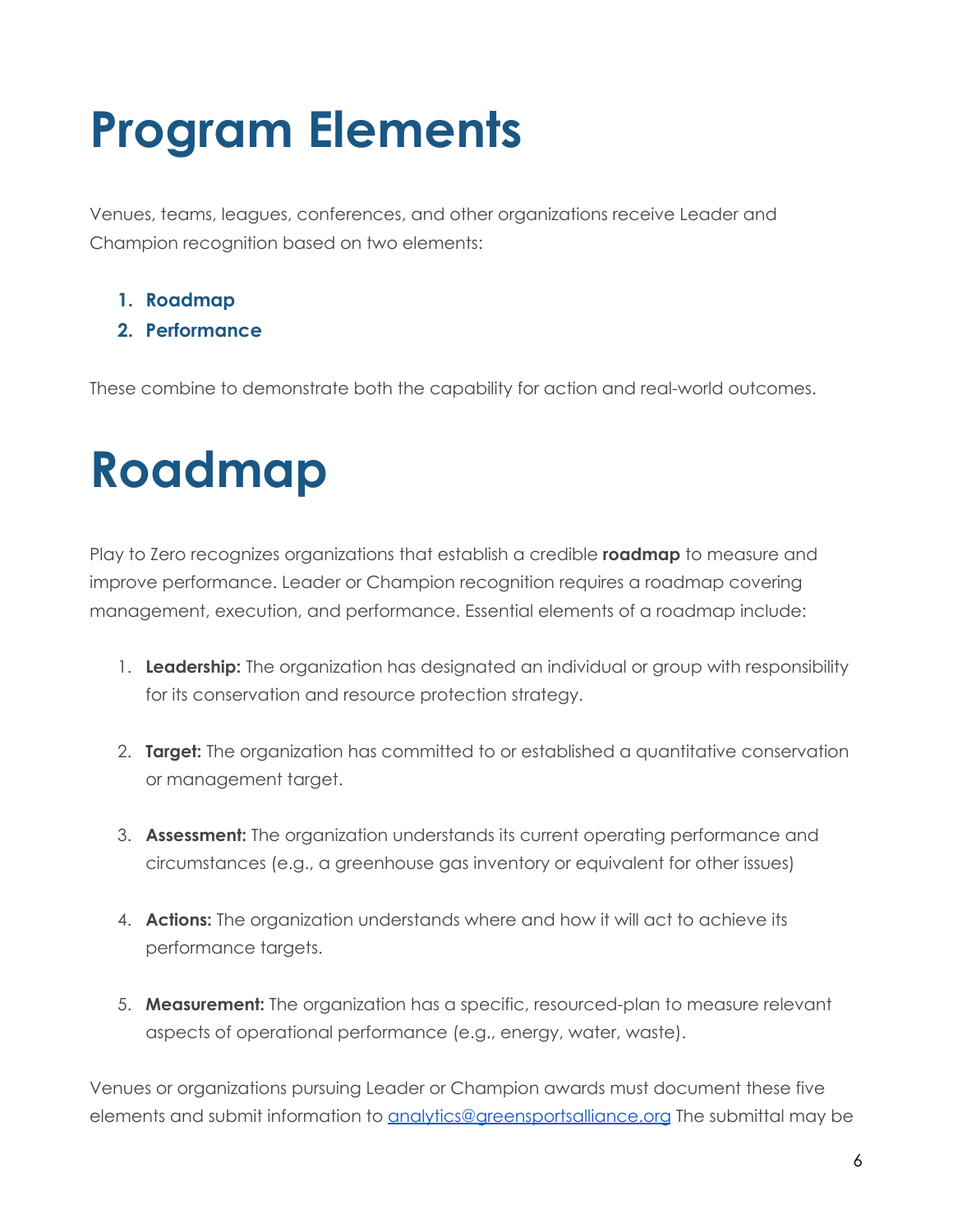# Program Elements

Venues, teams, leagues, conferences, and other organizations receive Leader and Champion recognition based on two elements:

1. **Roadmap**
2. **Performance**

These combine to demonstrate both the capability for action and real-world outcomes.

# Roadmap

Play to Zero recognizes organizations that establish a credible **roadmap** to measure and improve performance. Leader or Champion recognition requires a roadmap covering management, execution, and performance. Essential elements of a roadmap include:

1. **Leadership:** The organization has designated an individual or group with responsibility for its conservation and resource protection strategy.

2. **Target:** The organization has committed to or established a quantitative conservation or management target.

3. **Assessment:** The organization understands its current operating performance and circumstances (e.g., a greenhouse gas inventory or equivalent for other issues)

4. **Actions:** The organization understands where and how it will act to achieve its performance targets.

5. **Measurement:** The organization has a specific, resourced-plan to measure relevant aspects of operational performance (e.g., energy, water, waste).

Venues or organizations pursuing Leader or Champion awards must document these five elements and submit information to [analytics@greensportsalliance.org](mailto:analytics@greensportsalliance.org) The submittal may be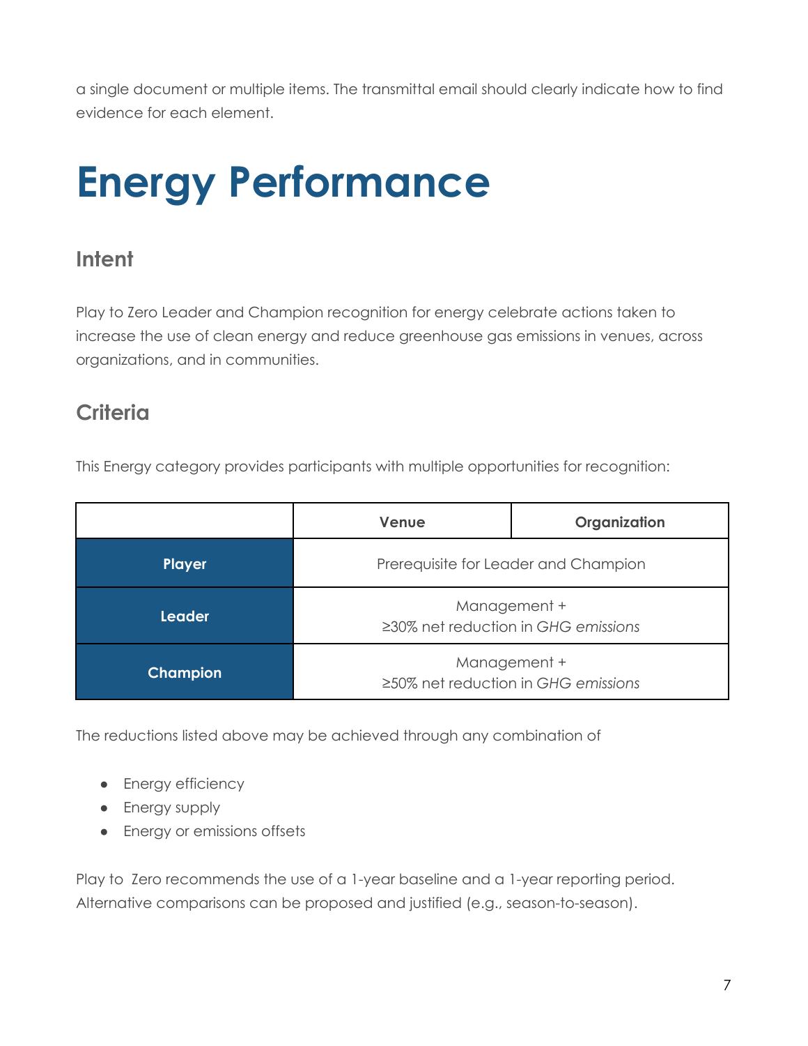a single document or multiple items. The transmittal email should clearly indicate how to find evidence for each element.

# Energy Performance

## Intent

Play to Zero Leader and Champion recognition for energy celebrate actions taken to increase the use of clean energy and reduce greenhouse gas emissions in venues, across organizations, and in communities.

## Criteria

This Energy category provides participants with multiple opportunities for recognition:

| | Venue | Organization |
|---|---|---|
| **Player** | Prerequisite for Leader and Champion | |
| **Leader** | Management +<br>≥30% net reduction in *GHG emissions* | |
| **Champion** | Management +<br>≥50% net reduction in *GHG emissions* | |

The reductions listed above may be achieved through any combination of

- Energy efficiency
- Energy supply
- Energy or emissions offsets

Play to  Zero recommends the use of a 1-year baseline and a 1-year reporting period. Alternative comparisons can be proposed and justified (e.g., season-to-season).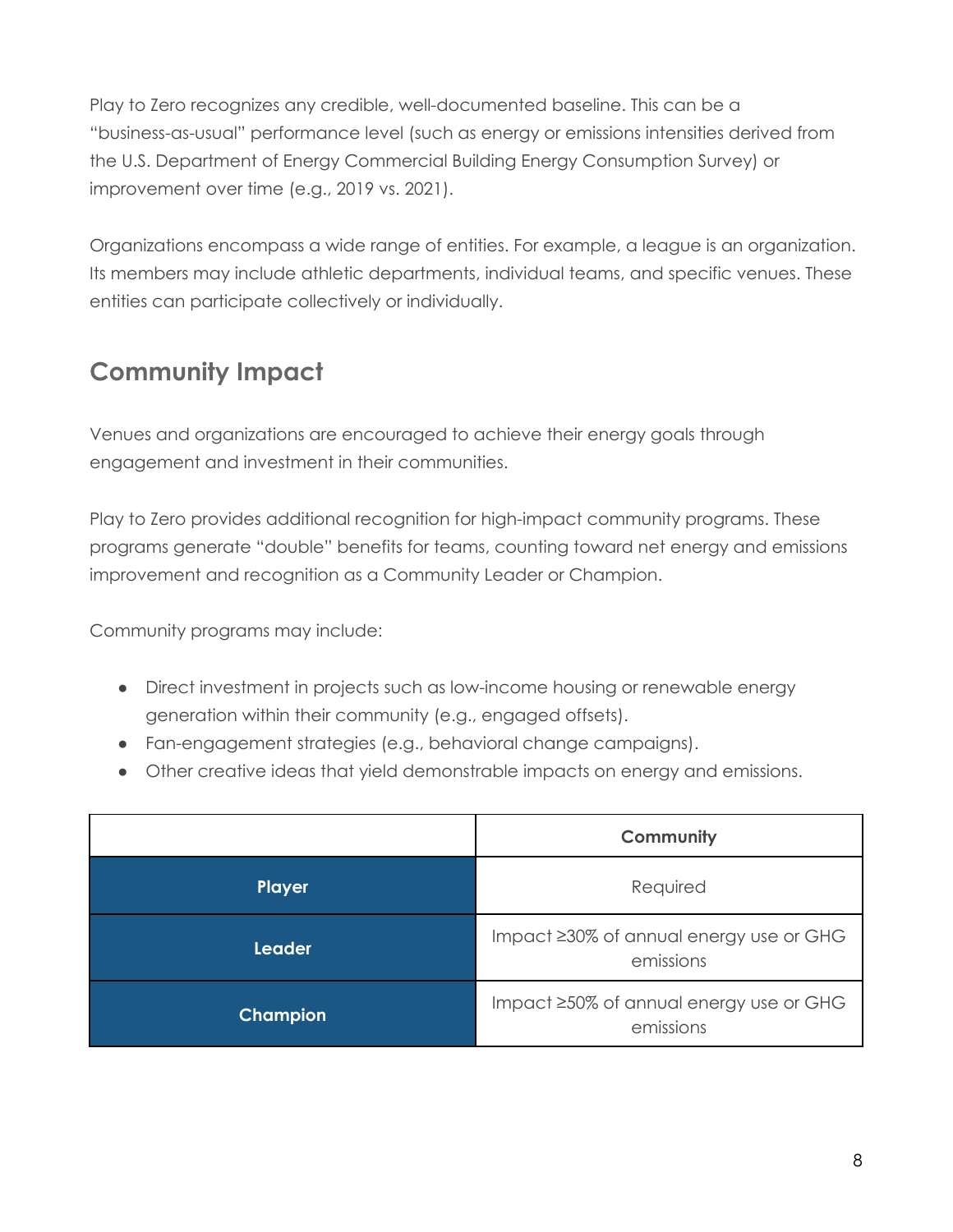Play to Zero recognizes any credible, well-documented baseline. This can be a "business-as-usual" performance level (such as energy or emissions intensities derived from the U.S. Department of Energy Commercial Building Energy Consumption Survey) or improvement over time (e.g., 2019 vs. 2021).

Organizations encompass a wide range of entities. For example, a league is an organization. Its members may include athletic departments, individual teams, and specific venues. These entities can participate collectively or individually.

## Community Impact

Venues and organizations are encouraged to achieve their energy goals through engagement and investment in their communities.

Play to Zero provides additional recognition for high-impact community programs. These programs generate "double" benefits for teams, counting toward net energy and emissions improvement and recognition as a Community Leader or Champion.

Community programs may include:

- Direct investment in projects such as low-income housing or renewable energy generation within their community (e.g., engaged offsets).
- Fan-engagement strategies (e.g., behavioral change campaigns).
- Other creative ideas that yield demonstrable impacts on energy and emissions.

| | **Community** |
|---|---|
| **Player** | Required |
| **Leader** | Impact ≥30% of annual energy use or GHG emissions |
| **Champion** | Impact ≥50% of annual energy use or GHG emissions |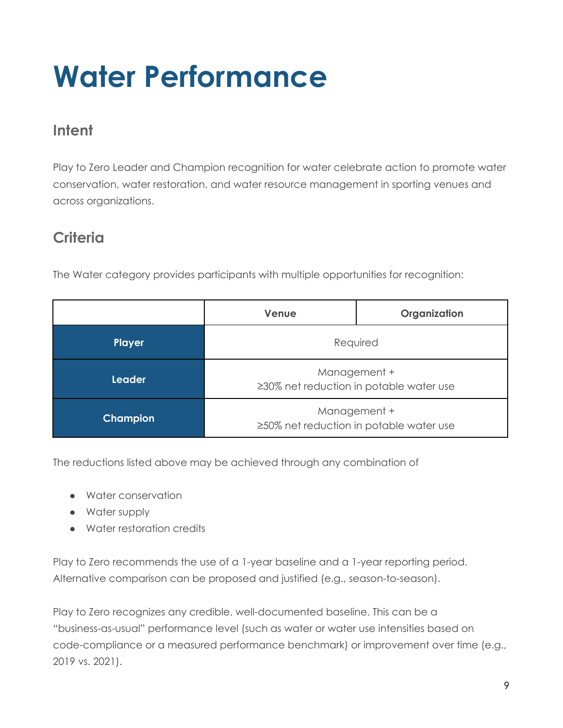# Water Performance

## Intent

Play to Zero Leader and Champion recognition for water celebrate action to promote water conservation, water restoration, and water resource management in sporting venues and across organizations.

## Criteria

The Water category provides participants with multiple opportunities for recognition:

| | Venue | Organization |
|---|---|---|
| **Player** | Required | |
| **Leader** | Management + ≥30% net reduction in potable water use | |
| **Champion** | Management + ≥50% net reduction in potable water use | |

The reductions listed above may be achieved through any combination of

- Water conservation
- Water supply
- Water restoration credits

Play to Zero recommends the use of a 1-year baseline and a 1-year reporting period. Alternative comparison can be proposed and justified (e.g., season-to-season).

Play to Zero recognizes any credible, well-documented baseline. This can be a "business-as-usual" performance level (such as water or water use intensities based on code-compliance or a measured performance benchmark) or improvement over time (e.g., 2019 vs. 2021).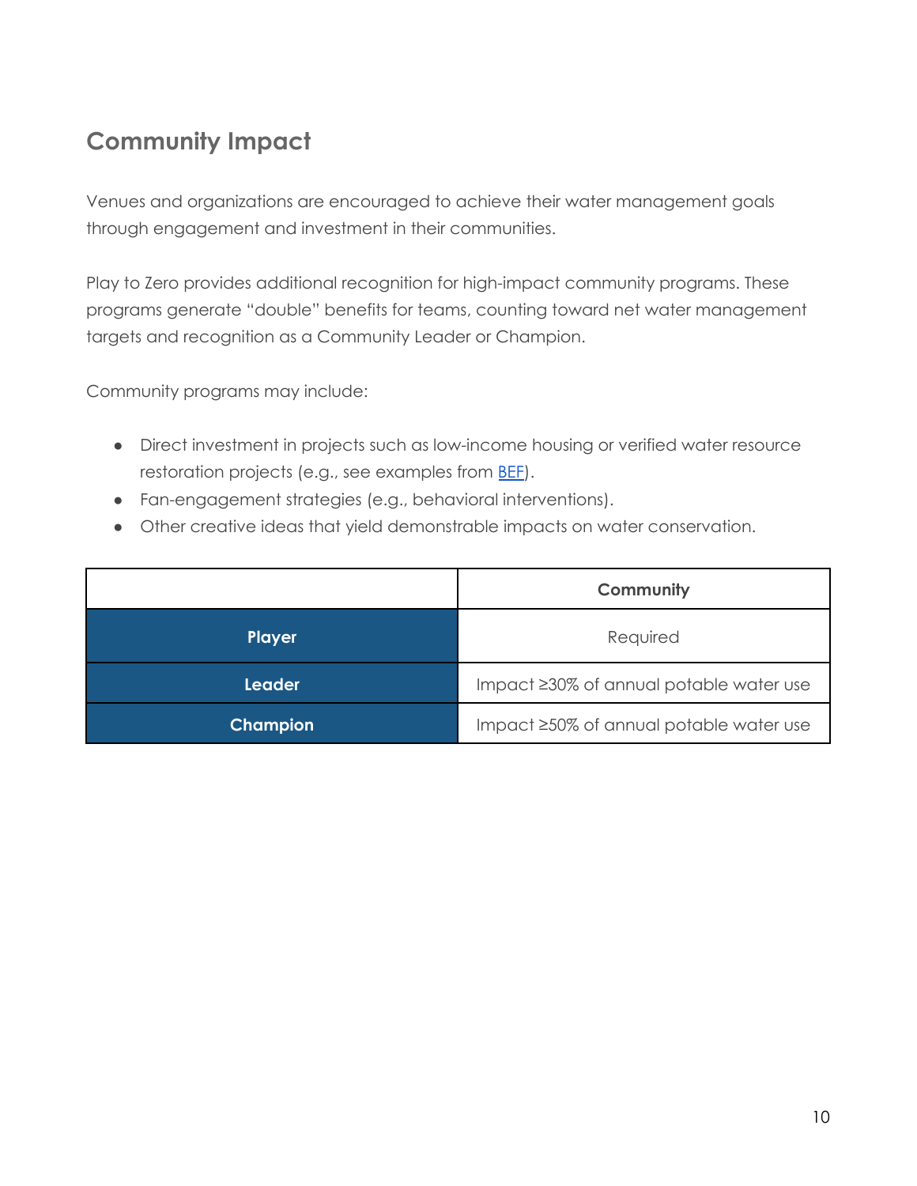## Community Impact

Venues and organizations are encouraged to achieve their water management goals through engagement and investment in their communities.

Play to Zero provides additional recognition for high-impact community programs. These programs generate "double" benefits for teams, counting toward net water management targets and recognition as a Community Leader or Champion.

Community programs may include:

- Direct investment in projects such as low-income housing or verified water resource restoration projects (e.g., see examples from BEF).
- Fan-engagement strategies (e.g., behavioral interventions).
- Other creative ideas that yield demonstrable impacts on water conservation.

| | **Community** |
|---|---|
| **Player** | Required |
| **Leader** | Impact ≥30% of annual potable water use |
| **Champion** | Impact ≥50% of annual potable water use |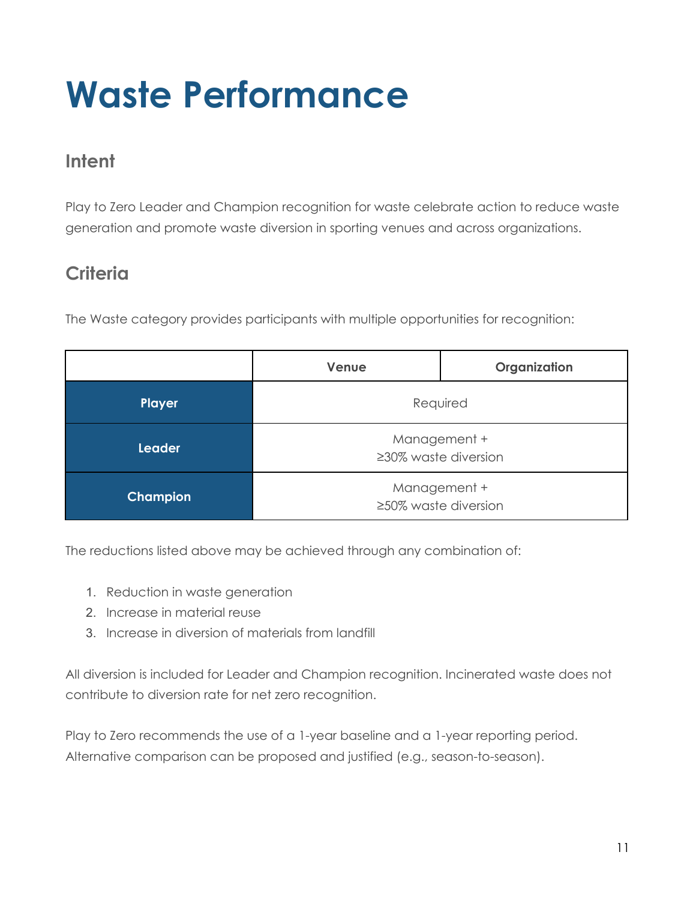# Waste Performance

## Intent

Play to Zero Leader and Champion recognition for waste celebrate action to reduce waste generation and promote waste diversion in sporting venues and across organizations.

## Criteria

The Waste category provides participants with multiple opportunities for recognition:

| | Venue | Organization |
|---|---|---|
| **Player** | Required | |
| **Leader** | Management + ≥30% waste diversion | |
| **Champion** | Management + ≥50% waste diversion | |

The reductions listed above may be achieved through any combination of:

1. Reduction in waste generation
2. Increase in material reuse
3. Increase in diversion of materials from landfill

All diversion is included for Leader and Champion recognition. Incinerated waste does not contribute to diversion rate for net zero recognition.

Play to Zero recommends the use of a 1-year baseline and a 1-year reporting period. Alternative comparison can be proposed and justified (e.g., season-to-season).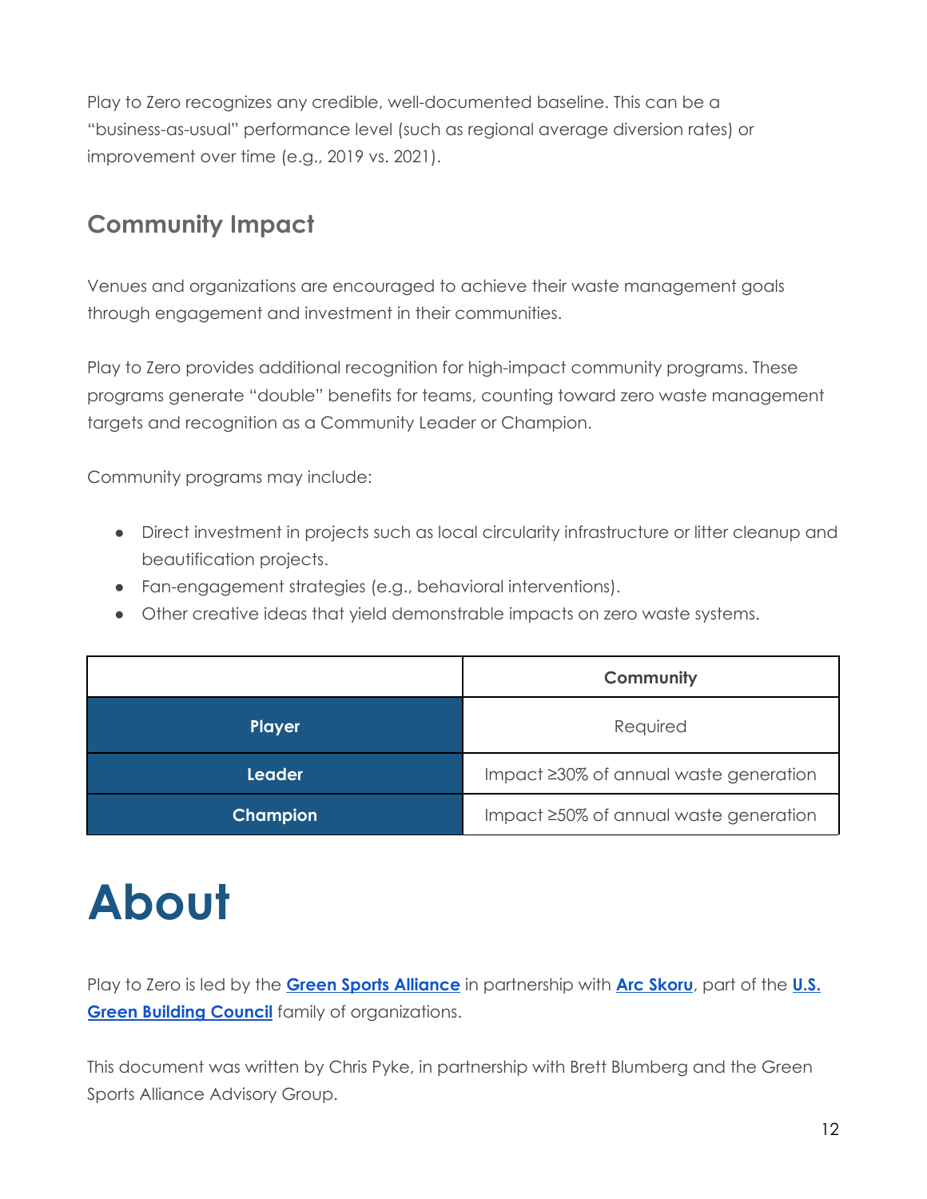Play to Zero recognizes any credible, well-documented baseline. This can be a "business-as-usual" performance level (such as regional average diversion rates) or improvement over time (e.g., 2019 vs. 2021).

## Community Impact

Venues and organizations are encouraged to achieve their waste management goals through engagement and investment in their communities.

Play to Zero provides additional recognition for high-impact community programs. These programs generate "double" benefits for teams, counting toward zero waste management targets and recognition as a Community Leader or Champion.

Community programs may include:

- Direct investment in projects such as local circularity infrastructure or litter cleanup and beautification projects.
- Fan-engagement strategies (e.g., behavioral interventions).
- Other creative ideas that yield demonstrable impacts on zero waste systems.

| | Community |
|---|---|
| **Player** | Required |
| **Leader** | Impact ≥30% of annual waste generation |
| **Champion** | Impact ≥50% of annual waste generation |

# About

Play to Zero is led by the **Green Sports Alliance** in partnership with **Arc Skoru**, part of the **U.S. Green Building Council** family of organizations.

This document was written by Chris Pyke, in partnership with Brett Blumberg and the Green Sports Alliance Advisory Group.